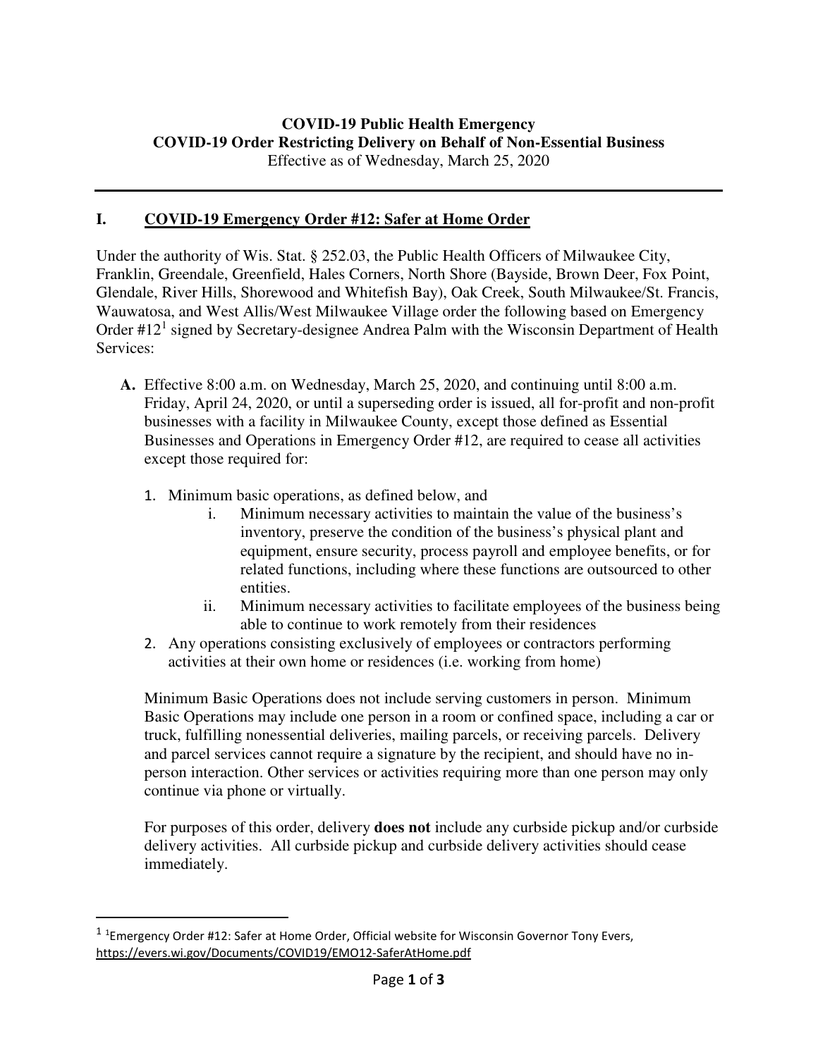**COVID-19 Public Health Emergency**
**COVID-19 Order Restricting Delivery on Behalf of Non-Essential Business**
Effective as of Wednesday, March 25, 2020

---

## I. COVID-19 Emergency Order #12: Safer at Home Order

Under the authority of Wis. Stat. § 252.03, the Public Health Officers of Milwaukee City, Franklin, Greendale, Greenfield, Hales Corners, North Shore (Bayside, Brown Deer, Fox Point, Glendale, River Hills, Shorewood and Whitefish Bay), Oak Creek, South Milwaukee/St. Francis, Wauwatosa, and West Allis/West Milwaukee Village order the following based on Emergency Order #12[1] signed by Secretary-designee Andrea Palm with the Wisconsin Department of Health Services:

**A.** Effective 8:00 a.m. on Wednesday, March 25, 2020, and continuing until 8:00 a.m. Friday, April 24, 2020, or until a superseding order is issued, all for-profit and non-profit businesses with a facility in Milwaukee County, except those defined as Essential Businesses and Operations in Emergency Order #12, are required to cease all activities except those required for:

1. Minimum basic operations, as defined below, and
   - i. Minimum necessary activities to maintain the value of the business's inventory, preserve the condition of the business's physical plant and equipment, ensure security, process payroll and employee benefits, or for related functions, including where these functions are outsourced to other entities.
   - ii. Minimum necessary activities to facilitate employees of the business being able to continue to work remotely from their residences
2. Any operations consisting exclusively of employees or contractors performing activities at their own home or residences (i.e. working from home)

Minimum Basic Operations does not include serving customers in person. Minimum Basic Operations may include one person in a room or confined space, including a car or truck, fulfilling nonessential deliveries, mailing parcels, or receiving parcels. Delivery and parcel services cannot require a signature by the recipient, and should have no in-person interaction. Other services or activities requiring more than one person may only continue via phone or virtually.

For purposes of this order, delivery **does not** include any curbside pickup and/or curbside delivery activities. All curbside pickup and curbside delivery activities should cease immediately.

---

[1] Emergency Order #12: Safer at Home Order, Official website for Wisconsin Governor Tony Evers, https://evers.wi.gov/Documents/COVID19/EMO12-SaferAtHome.pdf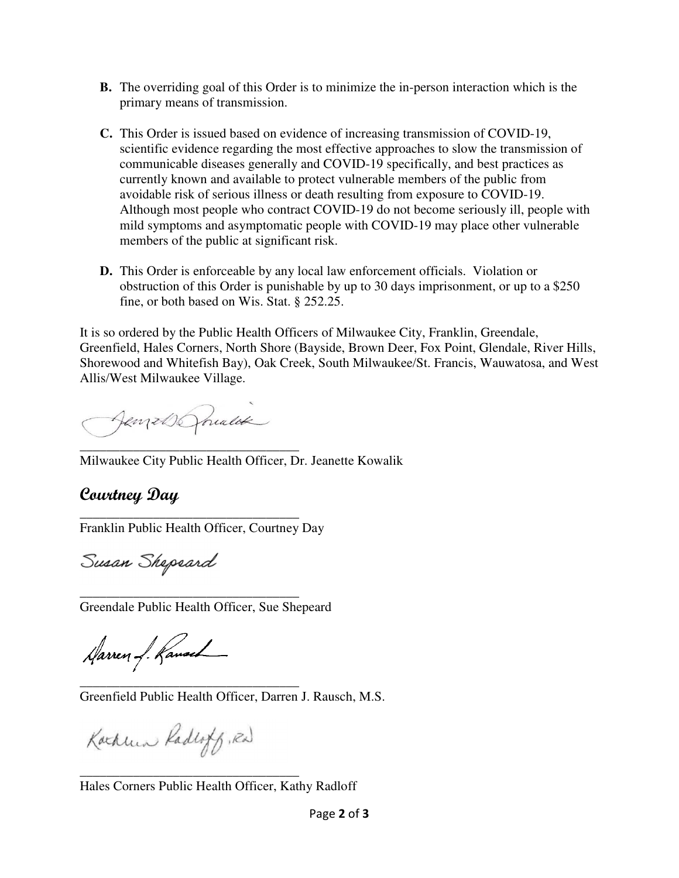**B.** The overriding goal of this Order is to minimize the in-person interaction which is the primary means of transmission.

**C.** This Order is issued based on evidence of increasing transmission of COVID-19, scientific evidence regarding the most effective approaches to slow the transmission of communicable diseases generally and COVID-19 specifically, and best practices as currently known and available to protect vulnerable members of the public from avoidable risk of serious illness or death resulting from exposure to COVID-19. Although most people who contract COVID-19 do not become seriously ill, people with mild symptoms and asymptomatic people with COVID-19 may place other vulnerable members of the public at significant risk.

**D.** This Order is enforceable by any local law enforcement officials. Violation or obstruction of this Order is punishable by up to 30 days imprisonment, or up to a $250 fine, or both based on Wis. Stat. § 252.25.

It is so ordered by the Public Health Officers of Milwaukee City, Franklin, Greendale, Greenfield, Hales Corners, North Shore (Bayside, Brown Deer, Fox Point, Glendale, River Hills, Shorewood and Whitefish Bay), Oak Creek, South Milwaukee/St. Francis, Wauwatosa, and West Allis/West Milwaukee Village.

Jeanette Kowalik

_________________________________

Milwaukee City Public Health Officer, Dr. Jeanette Kowalik

**Courtney Day**

_________________________________

Franklin Public Health Officer, Courtney Day

Susan Shepeard

_________________________________

Greendale Public Health Officer, Sue Shepeard

Darren J. Rausch

_________________________________

Greenfield Public Health Officer, Darren J. Rausch, M.S.

Kathleen Radloff, RN

_________________________________

Hales Corners Public Health Officer, Kathy Radloff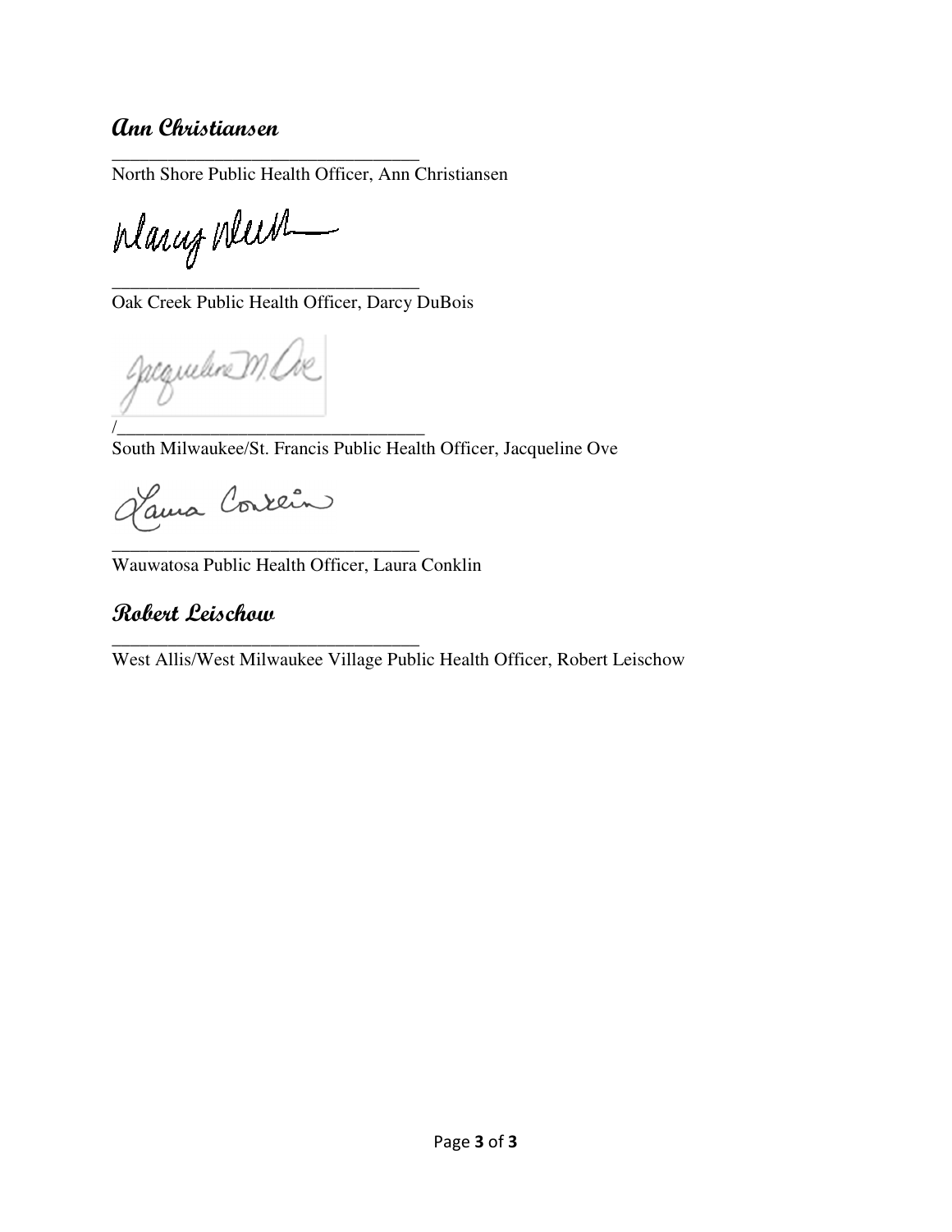**Ann Christiansen**

_________________________________
North Shore Public Health Officer, Ann Christiansen

_________________________________
Oak Creek Public Health Officer, Darcy DuBois

/_________________________________
South Milwaukee/St. Francis Public Health Officer, Jacqueline Ove

_________________________________
Wauwatosa Public Health Officer, Laura Conklin

**Robert Leischow**

_________________________________
West Allis/West Milwaukee Village Public Health Officer, Robert Leischow